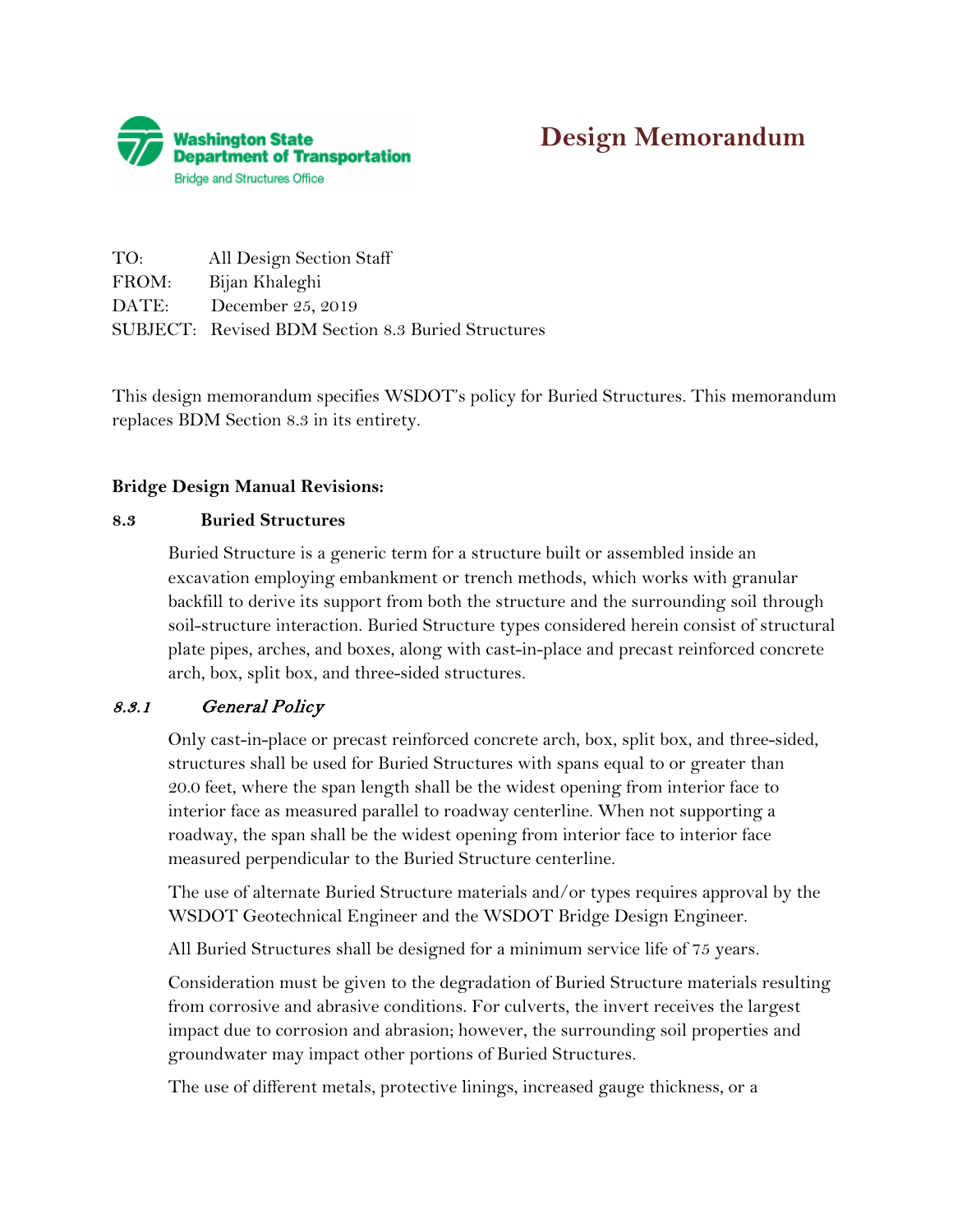Washington State Department of Transportation
Bridge and Structures Office

# Design Memorandum

TO: All Design Section Staff
FROM: Bijan Khaleghi
DATE: December 25, 2019
SUBJECT: Revised BDM Section 8.3 Buried Structures

This design memorandum specifies WSDOT's policy for Buried Structures. This memorandum replaces BDM Section 8.3 in its entirety.

**Bridge Design Manual Revisions:**

## 8.3 Buried Structures

Buried Structure is a generic term for a structure built or assembled inside an excavation employing embankment or trench methods, which works with granular backfill to derive its support from both the structure and the surrounding soil through soil-structure interaction. Buried Structure types considered herein consist of structural plate pipes, arches, and boxes, along with cast-in-place and precast reinforced concrete arch, box, split box, and three-sided structures.

### *8.3.1 General Policy*

Only cast-in-place or precast reinforced concrete arch, box, split box, and three-sided, structures shall be used for Buried Structures with spans equal to or greater than 20.0 feet, where the span length shall be the widest opening from interior face to interior face as measured parallel to roadway centerline. When not supporting a roadway, the span shall be the widest opening from interior face to interior face measured perpendicular to the Buried Structure centerline.

The use of alternate Buried Structure materials and/or types requires approval by the WSDOT Geotechnical Engineer and the WSDOT Bridge Design Engineer.

All Buried Structures shall be designed for a minimum service life of 75 years.

Consideration must be given to the degradation of Buried Structure materials resulting from corrosive and abrasive conditions. For culverts, the invert receives the largest impact due to corrosion and abrasion; however, the surrounding soil properties and groundwater may impact other portions of Buried Structures.

The use of different metals, protective linings, increased gauge thickness, or a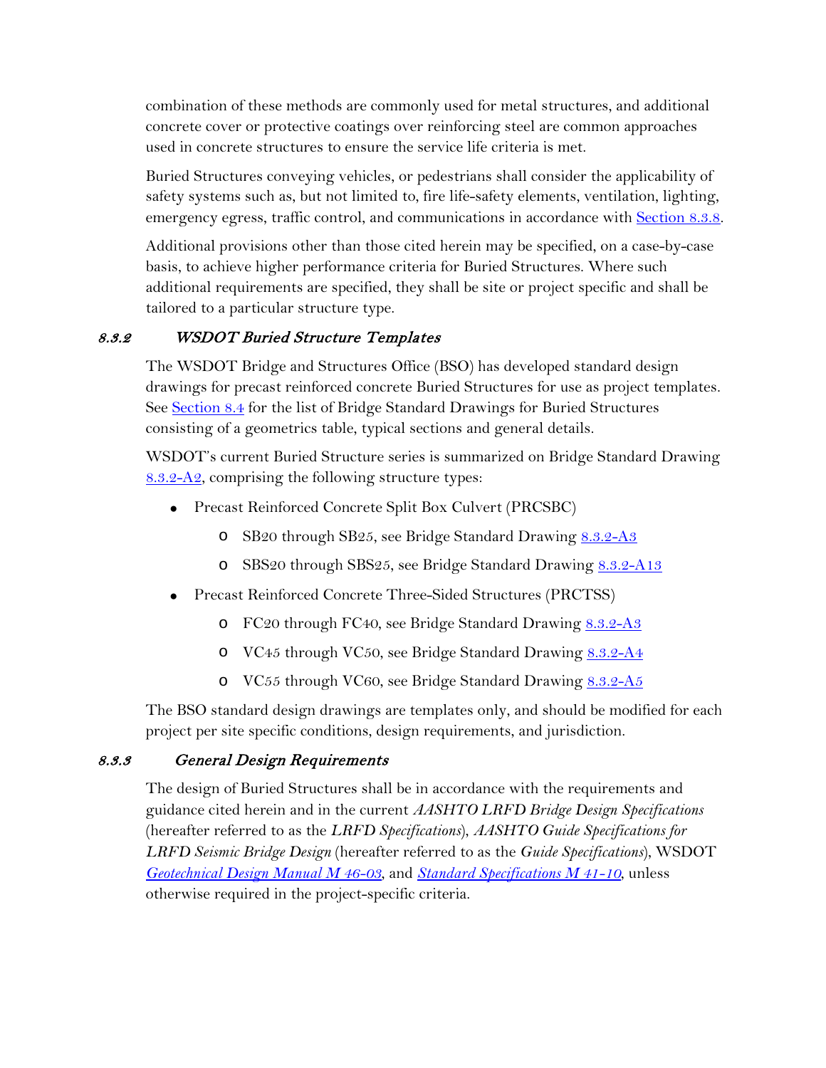combination of these methods are commonly used for metal structures, and additional concrete cover or protective coatings over reinforcing steel are common approaches used in concrete structures to ensure the service life criteria is met.

Buried Structures conveying vehicles, or pedestrians shall consider the applicability of safety systems such as, but not limited to, fire life-safety elements, ventilation, lighting, emergency egress, traffic control, and communications in accordance with Section 8.3.8.

Additional provisions other than those cited herein may be specified, on a case-by-case basis, to achieve higher performance criteria for Buried Structures. Where such additional requirements are specified, they shall be site or project specific and shall be tailored to a particular structure type.

### *8.3.2 WSDOT Buried Structure Templates*

The WSDOT Bridge and Structures Office (BSO) has developed standard design drawings for precast reinforced concrete Buried Structures for use as project templates. See Section 8.4 for the list of Bridge Standard Drawings for Buried Structures consisting of a geometrics table, typical sections and general details.

WSDOT's current Buried Structure series is summarized on Bridge Standard Drawing 8.3.2-A2, comprising the following structure types:

- Precast Reinforced Concrete Split Box Culvert (PRCSBC)
  - SB20 through SB25, see Bridge Standard Drawing 8.3.2-A3
  - SBS20 through SBS25, see Bridge Standard Drawing 8.3.2-A13
- Precast Reinforced Concrete Three-Sided Structures (PRCTSS)
  - FC20 through FC40, see Bridge Standard Drawing 8.3.2-A3
  - VC45 through VC50, see Bridge Standard Drawing 8.3.2-A4
  - VC55 through VC60, see Bridge Standard Drawing 8.3.2-A5

The BSO standard design drawings are templates only, and should be modified for each project per site specific conditions, design requirements, and jurisdiction.

### *8.3.3 General Design Requirements*

The design of Buried Structures shall be in accordance with the requirements and guidance cited herein and in the current *AASHTO LRFD Bridge Design Specifications* (hereafter referred to as the *LRFD Specifications*), *AASHTO Guide Specifications for LRFD Seismic Bridge Design* (hereafter referred to as the *Guide Specifications*), WSDOT *Geotechnical Design Manual M 46-03*, and *Standard Specifications M 41-10*, unless otherwise required in the project-specific criteria.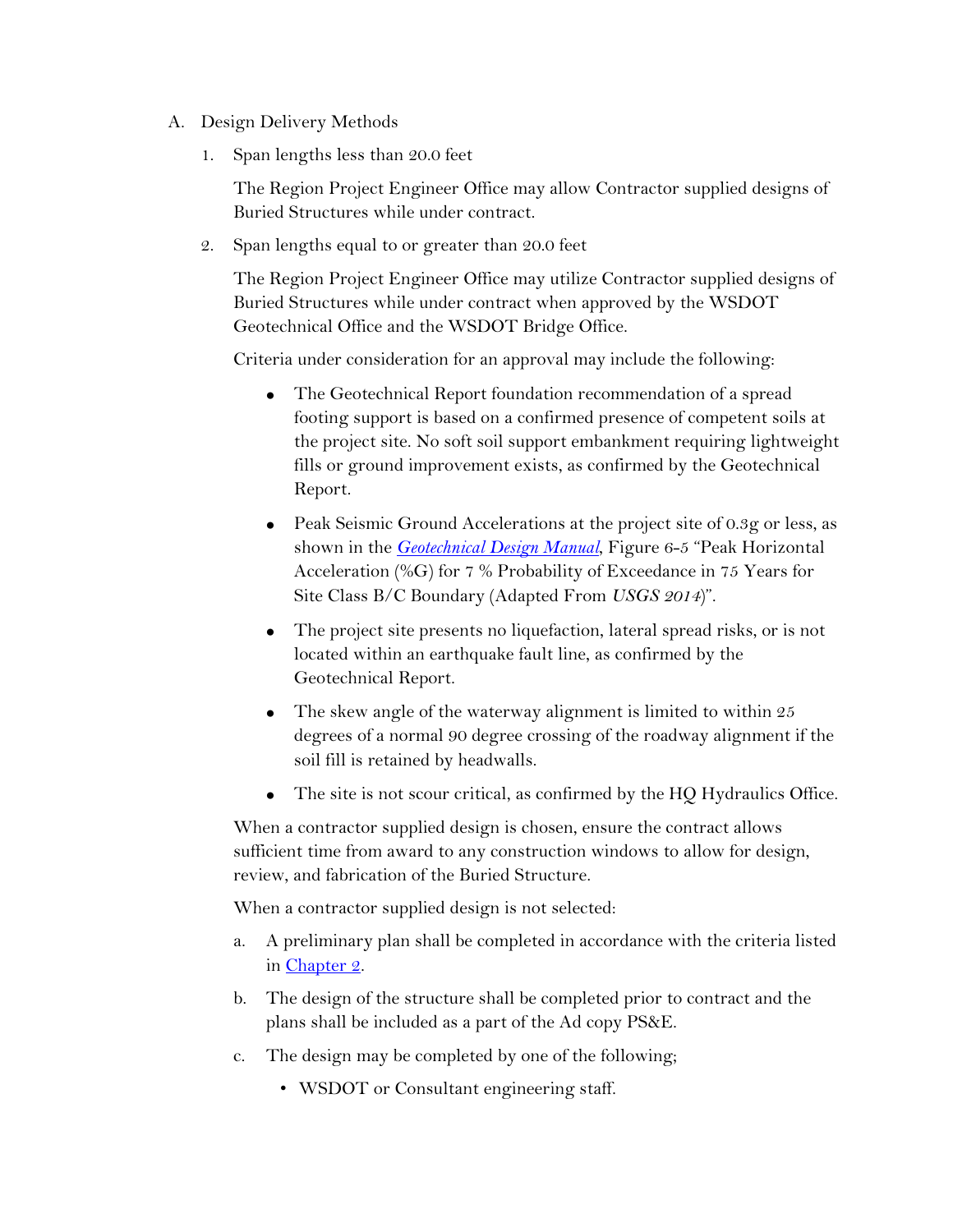A. Design Delivery Methods

1. Span lengths less than 20.0 feet

   The Region Project Engineer Office may allow Contractor supplied designs of Buried Structures while under contract.

2. Span lengths equal to or greater than 20.0 feet

   The Region Project Engineer Office may utilize Contractor supplied designs of Buried Structures while under contract when approved by the WSDOT Geotechnical Office and the WSDOT Bridge Office.

   Criteria under consideration for an approval may include the following:

   - The Geotechnical Report foundation recommendation of a spread footing support is based on a confirmed presence of competent soils at the project site. No soft soil support embankment requiring lightweight fills or ground improvement exists, as confirmed by the Geotechnical Report.
   - Peak Seismic Ground Accelerations at the project site of 0.3g or less, as shown in the *Geotechnical Design Manual*, Figure 6-5 "Peak Horizontal Acceleration (%G) for 7 % Probability of Exceedance in 75 Years for Site Class B/C Boundary (Adapted From *USGS 2014*)".
   - The project site presents no liquefaction, lateral spread risks, or is not located within an earthquake fault line, as confirmed by the Geotechnical Report.
   - The skew angle of the waterway alignment is limited to within 25 degrees of a normal 90 degree crossing of the roadway alignment if the soil fill is retained by headwalls.
   - The site is not scour critical, as confirmed by the HQ Hydraulics Office.

   When a contractor supplied design is chosen, ensure the contract allows sufficient time from award to any construction windows to allow for design, review, and fabrication of the Buried Structure.

   When a contractor supplied design is not selected:

   a. A preliminary plan shall be completed in accordance with the criteria listed in Chapter 2.

   b. The design of the structure shall be completed prior to contract and the plans shall be included as a part of the Ad copy PS&E.

   c. The design may be completed by one of the following;

      - WSDOT or Consultant engineering staff.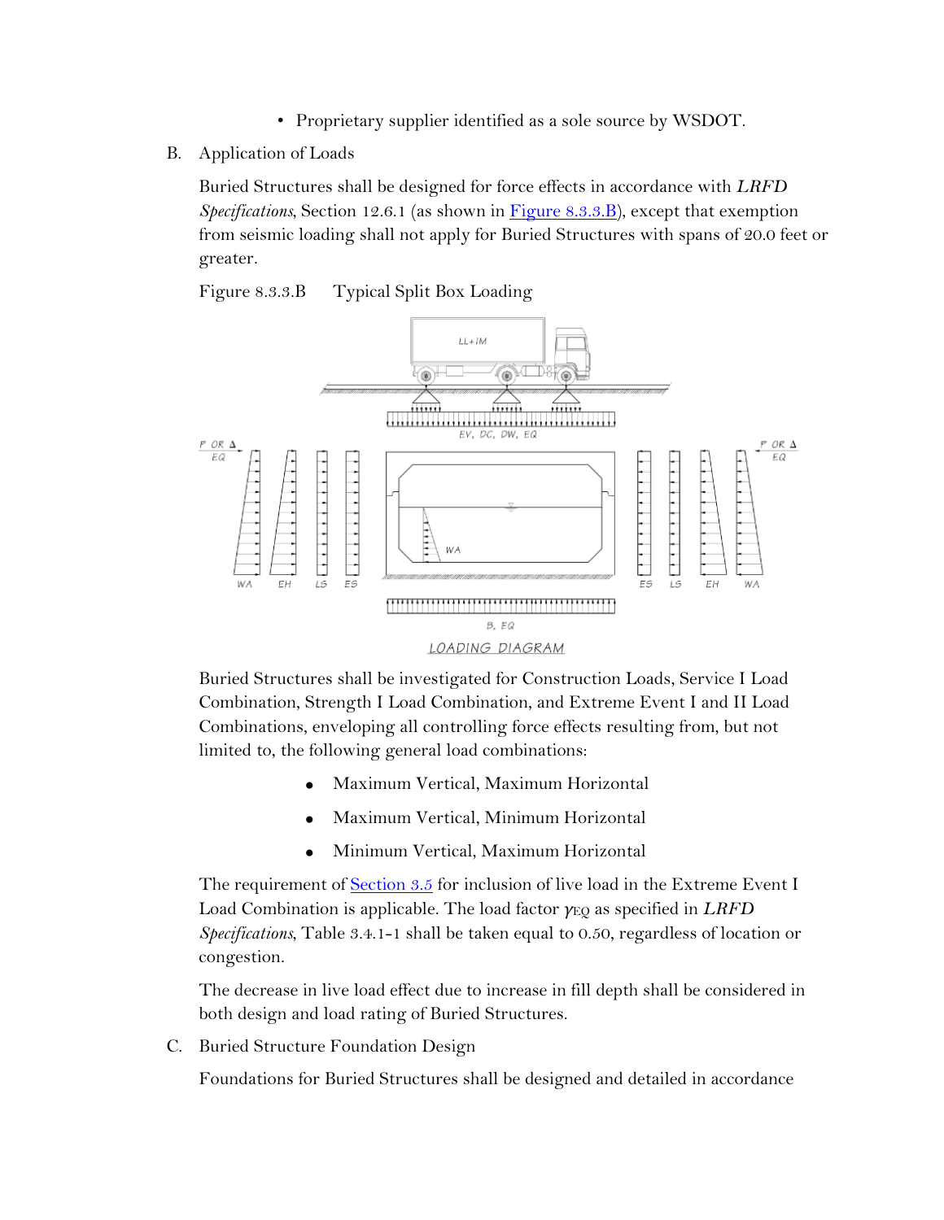- Proprietary supplier identified as a sole source by WSDOT.

B. Application of Loads

Buried Structures shall be designed for force effects in accordance with *LRFD Specifications*, Section 12.6.1 (as shown in Figure 8.3.3.B), except that exemption from seismic loading shall not apply for Buried Structures with spans of 20.0 feet or greater.

Figure 8.3.3.B Typical Split Box Loading

LOADING DIAGRAM

Buried Structures shall be investigated for Construction Loads, Service I Load Combination, Strength I Load Combination, and Extreme Event I and II Load Combinations, enveloping all controlling force effects resulting from, but not limited to, the following general load combinations:

- Maximum Vertical, Maximum Horizontal
- Maximum Vertical, Minimum Horizontal
- Minimum Vertical, Maximum Horizontal

The requirement of Section 3.5 for inclusion of live load in the Extreme Event I Load Combination is applicable. The load factor $\gamma_{EQ}$ as specified in *LRFD Specifications*, Table 3.4.1-1 shall be taken equal to 0.50, regardless of location or congestion.

The decrease in live load effect due to increase in fill depth shall be considered in both design and load rating of Buried Structures.

C. Buried Structure Foundation Design

Foundations for Buried Structures shall be designed and detailed in accordance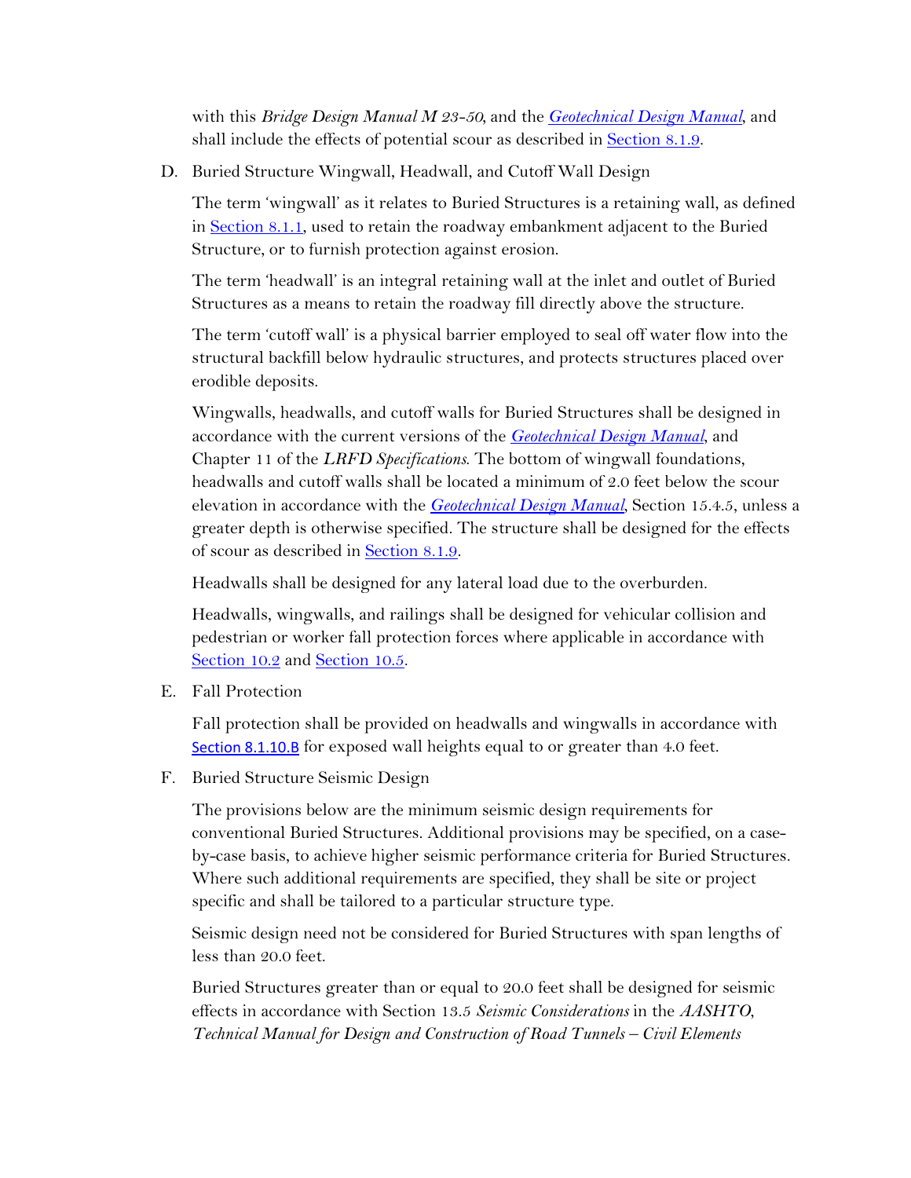with this *Bridge Design Manual M 23-50*, and the *Geotechnical Design Manual*, and shall include the effects of potential scour as described in Section 8.1.9.

D. Buried Structure Wingwall, Headwall, and Cutoff Wall Design

The term 'wingwall' as it relates to Buried Structures is a retaining wall, as defined in Section 8.1.1, used to retain the roadway embankment adjacent to the Buried Structure, or to furnish protection against erosion.

The term 'headwall' is an integral retaining wall at the inlet and outlet of Buried Structures as a means to retain the roadway fill directly above the structure.

The term 'cutoff wall' is a physical barrier employed to seal off water flow into the structural backfill below hydraulic structures, and protects structures placed over erodible deposits.

Wingwalls, headwalls, and cutoff walls for Buried Structures shall be designed in accordance with the current versions of the *Geotechnical Design Manual*, and Chapter 11 of the *LRFD Specifications*. The bottom of wingwall foundations, headwalls and cutoff walls shall be located a minimum of 2.0 feet below the scour elevation in accordance with the *Geotechnical Design Manual*, Section 15.4.5, unless a greater depth is otherwise specified. The structure shall be designed for the effects of scour as described in Section 8.1.9.

Headwalls shall be designed for any lateral load due to the overburden.

Headwalls, wingwalls, and railings shall be designed for vehicular collision and pedestrian or worker fall protection forces where applicable in accordance with Section 10.2 and Section 10.5.

E. Fall Protection

Fall protection shall be provided on headwalls and wingwalls in accordance with Section 8.1.10.B for exposed wall heights equal to or greater than 4.0 feet.

F. Buried Structure Seismic Design

The provisions below are the minimum seismic design requirements for conventional Buried Structures. Additional provisions may be specified, on a case-by-case basis, to achieve higher seismic performance criteria for Buried Structures. Where such additional requirements are specified, they shall be site or project specific and shall be tailored to a particular structure type.

Seismic design need not be considered for Buried Structures with span lengths of less than 20.0 feet.

Buried Structures greater than or equal to 20.0 feet shall be designed for seismic effects in accordance with Section 13.5 *Seismic Considerations* in the *AASHTO, Technical Manual for Design and Construction of Road Tunnels – Civil Elements*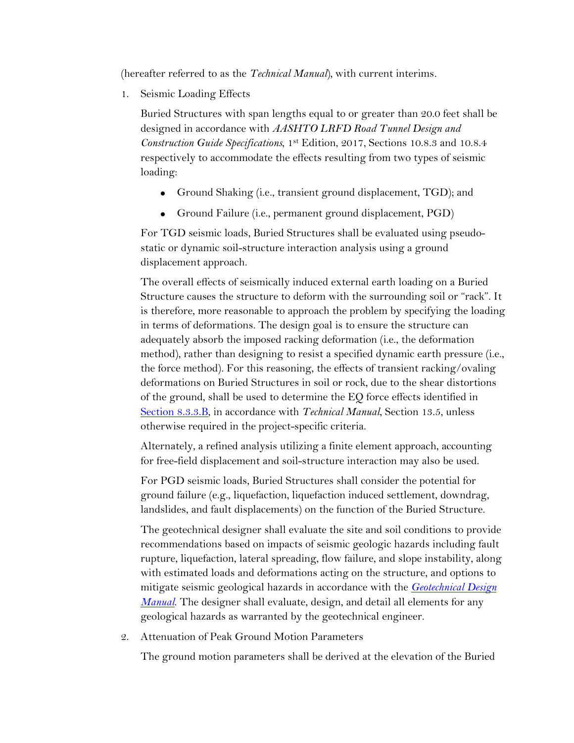(hereafter referred to as the *Technical Manual*), with current interims.

1. Seismic Loading Effects

   Buried Structures with span lengths equal to or greater than 20.0 feet shall be designed in accordance with *AASHTO LRFD Road Tunnel Design and Construction Guide Specifications*, 1st Edition, 2017, Sections 10.8.3 and 10.8.4 respectively to accommodate the effects resulting from two types of seismic loading:

   - Ground Shaking (i.e., transient ground displacement, TGD); and
   - Ground Failure (i.e., permanent ground displacement, PGD)

   For TGD seismic loads, Buried Structures shall be evaluated using pseudo-static or dynamic soil-structure interaction analysis using a ground displacement approach.

   The overall effects of seismically induced external earth loading on a Buried Structure causes the structure to deform with the surrounding soil or "rack". It is therefore, more reasonable to approach the problem by specifying the loading in terms of deformations. The design goal is to ensure the structure can adequately absorb the imposed racking deformation (i.e., the deformation method), rather than designing to resist a specified dynamic earth pressure (i.e., the force method). For this reasoning, the effects of transient racking/ovaling deformations on Buried Structures in soil or rock, due to the shear distortions of the ground, shall be used to determine the EQ force effects identified in Section 8.3.3.B, in accordance with *Technical Manual*, Section 13.5, unless otherwise required in the project-specific criteria.

   Alternately, a refined analysis utilizing a finite element approach, accounting for free-field displacement and soil-structure interaction may also be used.

   For PGD seismic loads, Buried Structures shall consider the potential for ground failure (e.g., liquefaction, liquefaction induced settlement, downdrag, landslides, and fault displacements) on the function of the Buried Structure.

   The geotechnical designer shall evaluate the site and soil conditions to provide recommendations based on impacts of seismic geologic hazards including fault rupture, liquefaction, lateral spreading, flow failure, and slope instability, along with estimated loads and deformations acting on the structure, and options to mitigate seismic geological hazards in accordance with the ***Geotechnical Design Manual***. The designer shall evaluate, design, and detail all elements for any geological hazards as warranted by the geotechnical engineer.

2. Attenuation of Peak Ground Motion Parameters

   The ground motion parameters shall be derived at the elevation of the Buried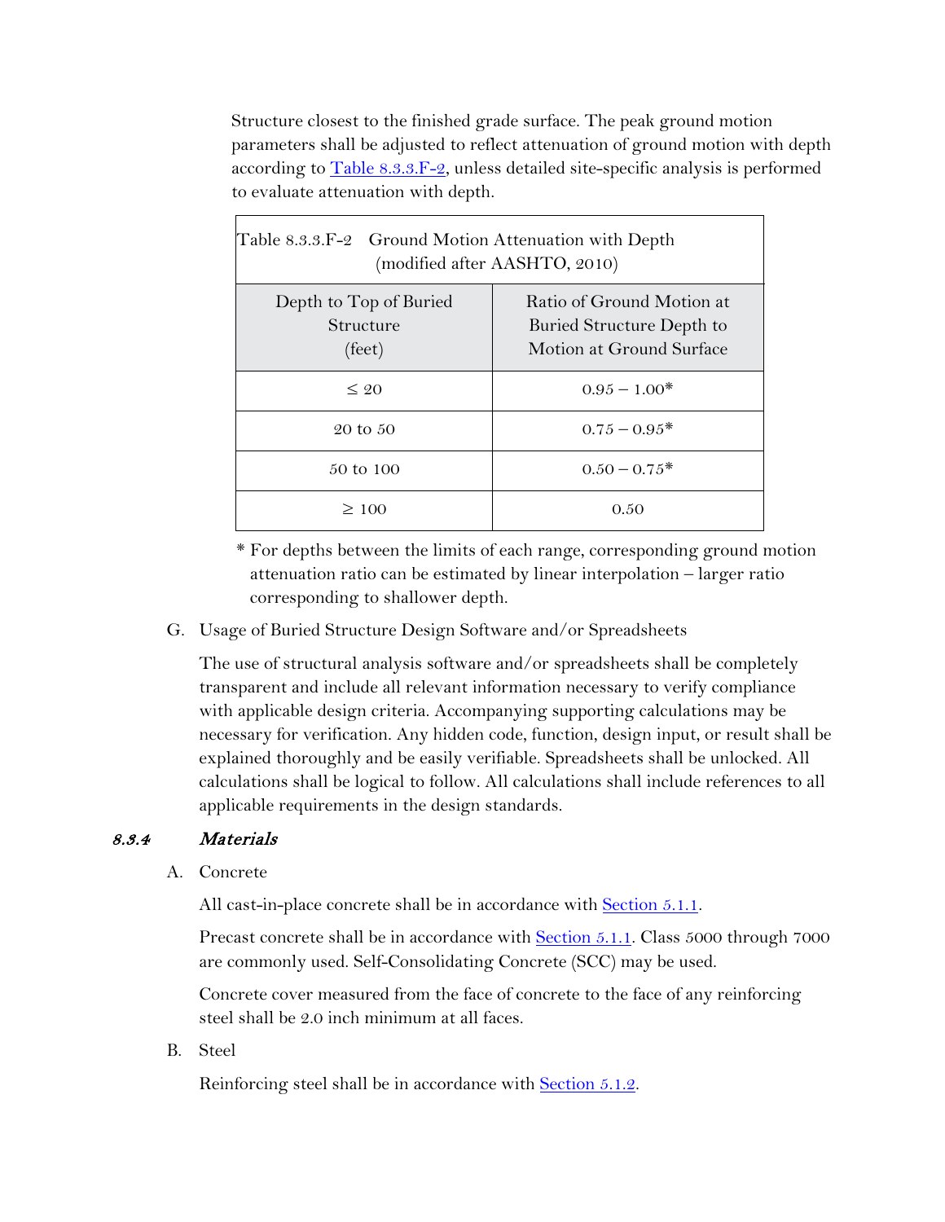Structure closest to the finished grade surface. The peak ground motion parameters shall be adjusted to reflect attenuation of ground motion with depth according to Table 8.3.3.F-2, unless detailed site-specific analysis is performed to evaluate attenuation with depth.

Table 8.3.3.F-2 Ground Motion Attenuation with Depth (modified after AASHTO, 2010)

| Depth to Top of Buried Structure (feet) | Ratio of Ground Motion at Buried Structure Depth to Motion at Ground Surface |
|---|---|
| ≤ 20 | 0.95 – 1.00* |
| 20 to 50 | 0.75 – 0.95* |
| 50 to 100 | 0.50 – 0.75* |
| ≥ 100 | 0.50 |

\* For depths between the limits of each range, corresponding ground motion attenuation ratio can be estimated by linear interpolation – larger ratio corresponding to shallower depth.

G. Usage of Buried Structure Design Software and/or Spreadsheets

The use of structural analysis software and/or spreadsheets shall be completely transparent and include all relevant information necessary to verify compliance with applicable design criteria. Accompanying supporting calculations may be necessary for verification. Any hidden code, function, design input, or result shall be explained thoroughly and be easily verifiable. Spreadsheets shall be unlocked. All calculations shall be logical to follow. All calculations shall include references to all applicable requirements in the design standards.

### *8.3.4 Materials*

A. Concrete

All cast-in-place concrete shall be in accordance with Section 5.1.1.

Precast concrete shall be in accordance with Section 5.1.1. Class 5000 through 7000 are commonly used. Self-Consolidating Concrete (SCC) may be used.

Concrete cover measured from the face of concrete to the face of any reinforcing steel shall be 2.0 inch minimum at all faces.

B. Steel

Reinforcing steel shall be in accordance with Section 5.1.2.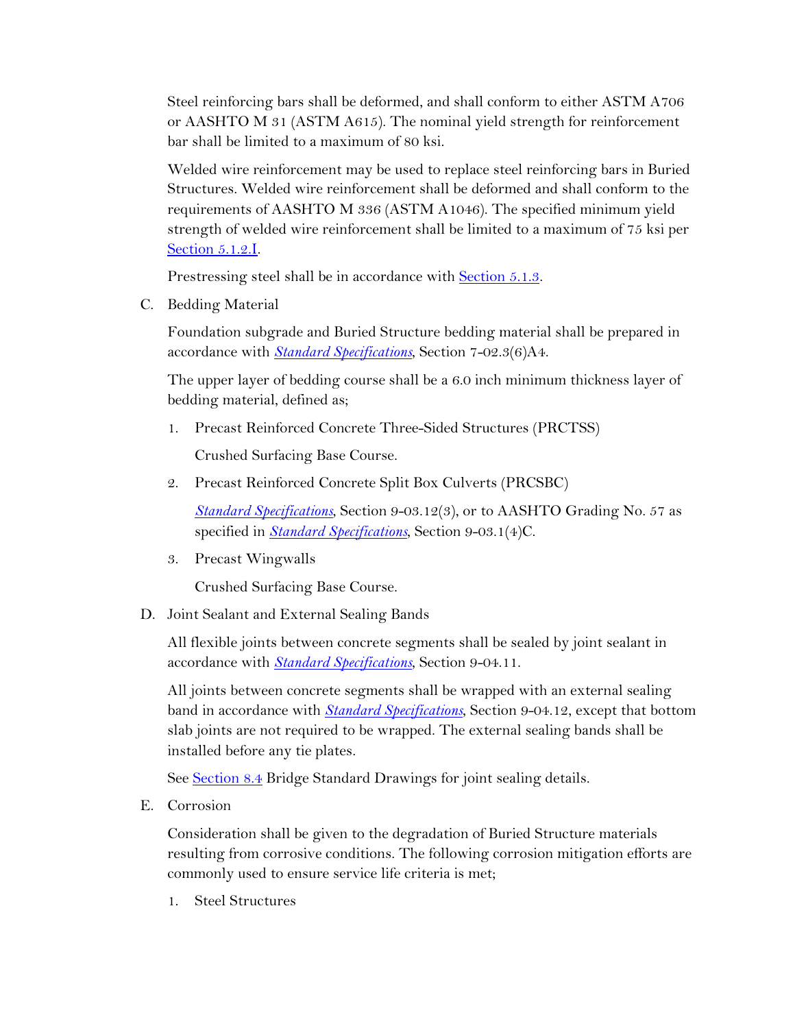Steel reinforcing bars shall be deformed, and shall conform to either ASTM A706 or AASHTO M 31 (ASTM A615). The nominal yield strength for reinforcement bar shall be limited to a maximum of 80 ksi.

Welded wire reinforcement may be used to replace steel reinforcing bars in Buried Structures. Welded wire reinforcement shall be deformed and shall conform to the requirements of AASHTO M 336 (ASTM A1046). The specified minimum yield strength of welded wire reinforcement shall be limited to a maximum of 75 ksi per Section 5.1.2.I.

Prestressing steel shall be in accordance with Section 5.1.3.

C. Bedding Material

Foundation subgrade and Buried Structure bedding material shall be prepared in accordance with *Standard Specifications*, Section 7-02.3(6)A4.

The upper layer of bedding course shall be a 6.0 inch minimum thickness layer of bedding material, defined as;

1. Precast Reinforced Concrete Three-Sided Structures (PRCTSS)

   Crushed Surfacing Base Course.

2. Precast Reinforced Concrete Split Box Culverts (PRCSBC)

   *Standard Specifications*, Section 9-03.12(3), or to AASHTO Grading No. 57 as specified in *Standard Specifications*, Section 9-03.1(4)C.

3. Precast Wingwalls

   Crushed Surfacing Base Course.

D. Joint Sealant and External Sealing Bands

All flexible joints between concrete segments shall be sealed by joint sealant in accordance with *Standard Specifications*, Section 9-04.11.

All joints between concrete segments shall be wrapped with an external sealing band in accordance with *Standard Specifications*, Section 9-04.12, except that bottom slab joints are not required to be wrapped. The external sealing bands shall be installed before any tie plates.

See Section 8.4 Bridge Standard Drawings for joint sealing details.

E. Corrosion

Consideration shall be given to the degradation of Buried Structure materials resulting from corrosive conditions. The following corrosion mitigation efforts are commonly used to ensure service life criteria is met;

1. Steel Structures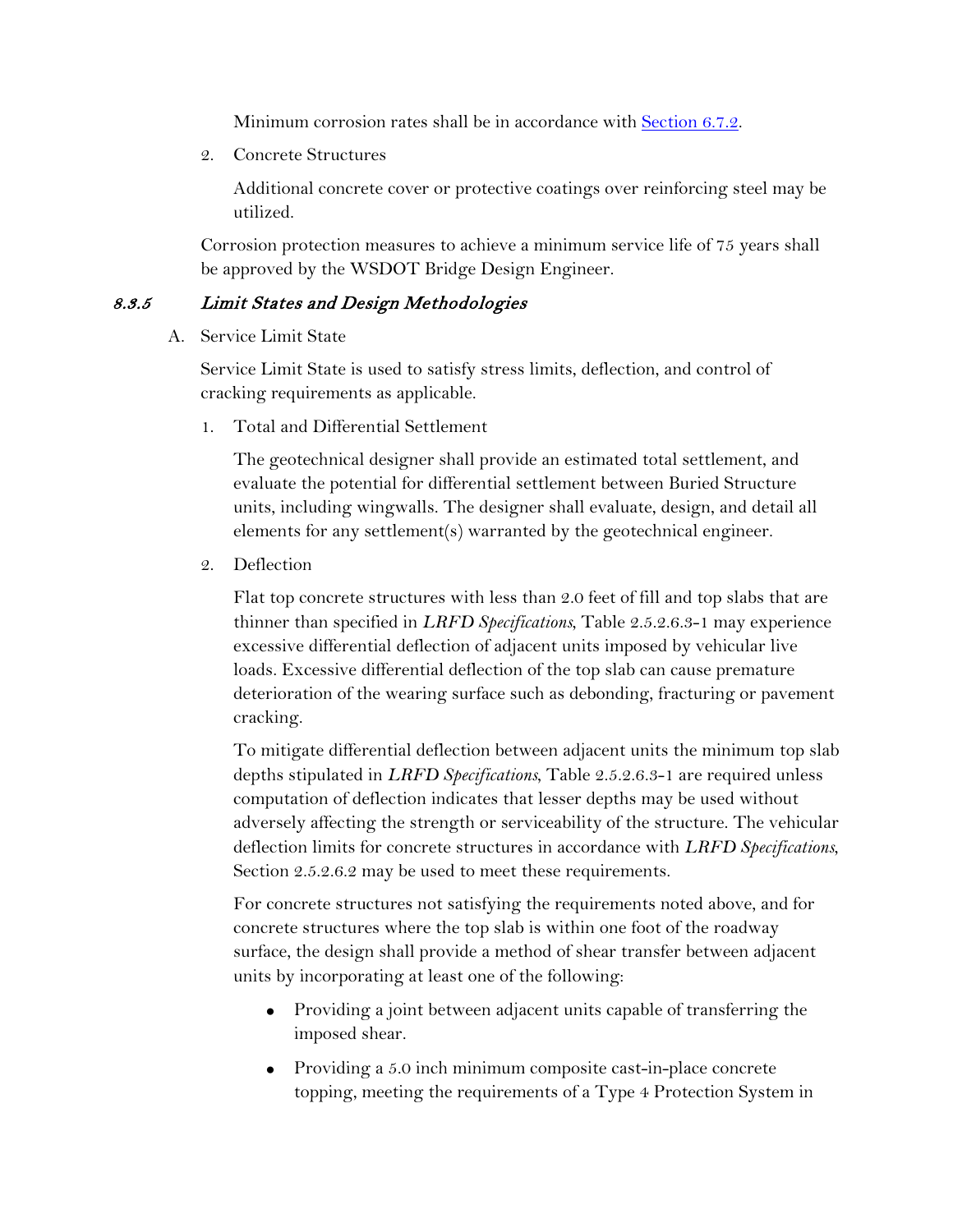Minimum corrosion rates shall be in accordance with Section 6.7.2.

2. Concrete Structures

   Additional concrete cover or protective coatings over reinforcing steel may be utilized.

Corrosion protection measures to achieve a minimum service life of 75 years shall be approved by the WSDOT Bridge Design Engineer.

### *8.3.5 Limit States and Design Methodologies*

A. Service Limit State

   Service Limit State is used to satisfy stress limits, deflection, and control of cracking requirements as applicable.

   1. Total and Differential Settlement

      The geotechnical designer shall provide an estimated total settlement, and evaluate the potential for differential settlement between Buried Structure units, including wingwalls. The designer shall evaluate, design, and detail all elements for any settlement(s) warranted by the geotechnical engineer.

   2. Deflection

      Flat top concrete structures with less than 2.0 feet of fill and top slabs that are thinner than specified in *LRFD Specifications*, Table 2.5.2.6.3-1 may experience excessive differential deflection of adjacent units imposed by vehicular live loads. Excessive differential deflection of the top slab can cause premature deterioration of the wearing surface such as debonding, fracturing or pavement cracking.

      To mitigate differential deflection between adjacent units the minimum top slab depths stipulated in *LRFD Specifications*, Table 2.5.2.6.3-1 are required unless computation of deflection indicates that lesser depths may be used without adversely affecting the strength or serviceability of the structure. The vehicular deflection limits for concrete structures in accordance with *LRFD Specifications*, Section 2.5.2.6.2 may be used to meet these requirements.

      For concrete structures not satisfying the requirements noted above, and for concrete structures where the top slab is within one foot of the roadway surface, the design shall provide a method of shear transfer between adjacent units by incorporating at least one of the following:

      - Providing a joint between adjacent units capable of transferring the imposed shear.
      - Providing a 5.0 inch minimum composite cast-in-place concrete topping, meeting the requirements of a Type 4 Protection System in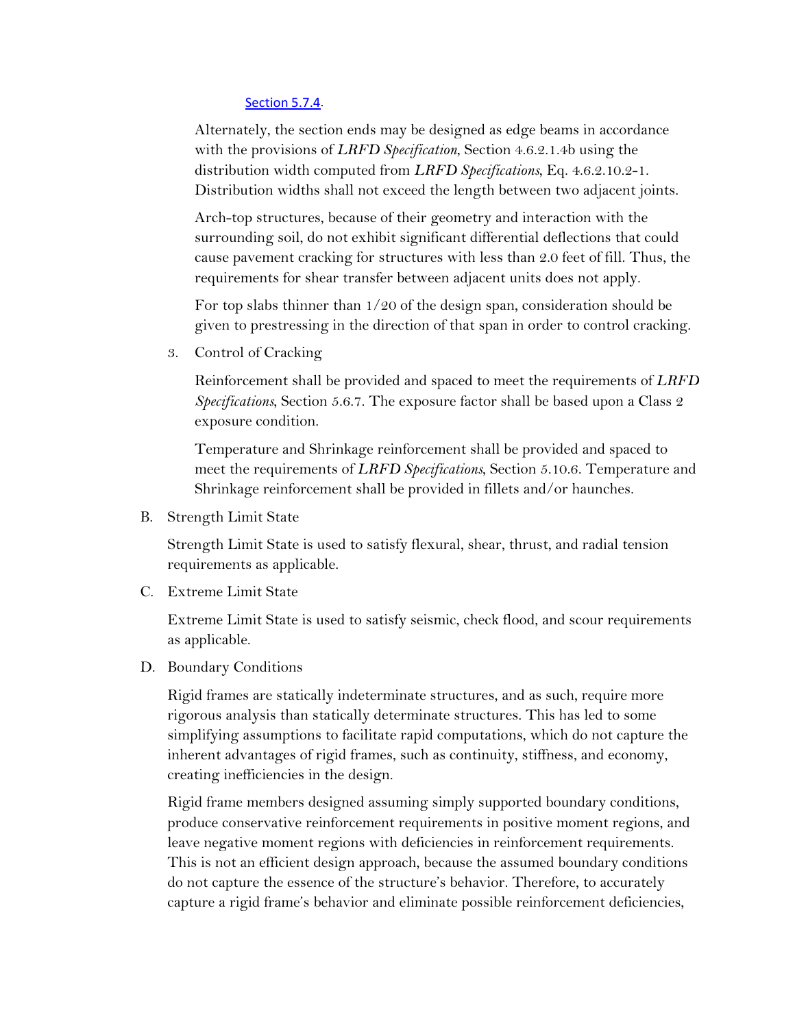Section 5.7.4.

Alternately, the section ends may be designed as edge beams in accordance with the provisions of *LRFD Specification*, Section 4.6.2.1.4b using the distribution width computed from *LRFD Specifications*, Eq. 4.6.2.10.2-1. Distribution widths shall not exceed the length between two adjacent joints.

Arch-top structures, because of their geometry and interaction with the surrounding soil, do not exhibit significant differential deflections that could cause pavement cracking for structures with less than 2.0 feet of fill. Thus, the requirements for shear transfer between adjacent units does not apply.

For top slabs thinner than 1/20 of the design span, consideration should be given to prestressing in the direction of that span in order to control cracking.

3. Control of Cracking

   Reinforcement shall be provided and spaced to meet the requirements of *LRFD Specifications*, Section 5.6.7. The exposure factor shall be based upon a Class 2 exposure condition.

   Temperature and Shrinkage reinforcement shall be provided and spaced to meet the requirements of *LRFD Specifications*, Section 5.10.6. Temperature and Shrinkage reinforcement shall be provided in fillets and/or haunches.

B. Strength Limit State

   Strength Limit State is used to satisfy flexural, shear, thrust, and radial tension requirements as applicable.

C. Extreme Limit State

   Extreme Limit State is used to satisfy seismic, check flood, and scour requirements as applicable.

D. Boundary Conditions

   Rigid frames are statically indeterminate structures, and as such, require more rigorous analysis than statically determinate structures. This has led to some simplifying assumptions to facilitate rapid computations, which do not capture the inherent advantages of rigid frames, such as continuity, stiffness, and economy, creating inefficiencies in the design.

   Rigid frame members designed assuming simply supported boundary conditions, produce conservative reinforcement requirements in positive moment regions, and leave negative moment regions with deficiencies in reinforcement requirements. This is not an efficient design approach, because the assumed boundary conditions do not capture the essence of the structure's behavior. Therefore, to accurately capture a rigid frame's behavior and eliminate possible reinforcement deficiencies,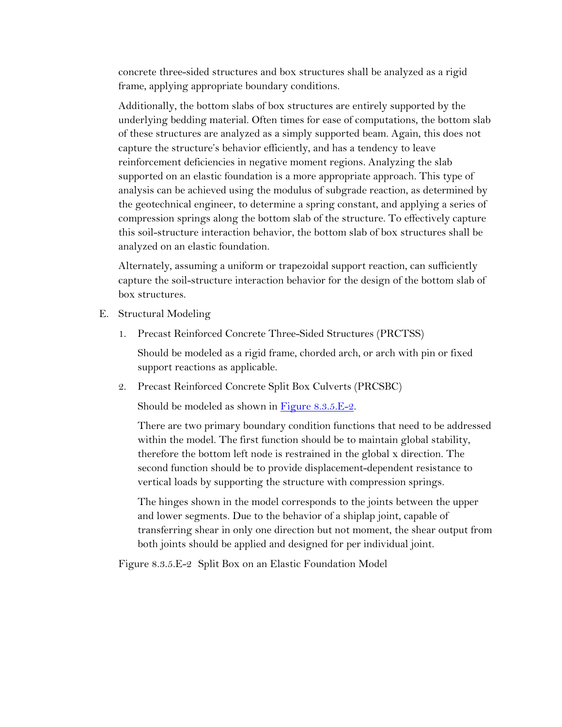concrete three-sided structures and box structures shall be analyzed as a rigid frame, applying appropriate boundary conditions.

Additionally, the bottom slabs of box structures are entirely supported by the underlying bedding material. Often times for ease of computations, the bottom slab of these structures are analyzed as a simply supported beam. Again, this does not capture the structure's behavior efficiently, and has a tendency to leave reinforcement deficiencies in negative moment regions. Analyzing the slab supported on an elastic foundation is a more appropriate approach. This type of analysis can be achieved using the modulus of subgrade reaction, as determined by the geotechnical engineer, to determine a spring constant, and applying a series of compression springs along the bottom slab of the structure. To effectively capture this soil-structure interaction behavior, the bottom slab of box structures shall be analyzed on an elastic foundation.

Alternately, assuming a uniform or trapezoidal support reaction, can sufficiently capture the soil-structure interaction behavior for the design of the bottom slab of box structures.

E. Structural Modeling

1. Precast Reinforced Concrete Three-Sided Structures (PRCTSS)

   Should be modeled as a rigid frame, chorded arch, or arch with pin or fixed support reactions as applicable.

2. Precast Reinforced Concrete Split Box Culverts (PRCSBC)

   Should be modeled as shown in Figure 8.3.5.E-2.

   There are two primary boundary condition functions that need to be addressed within the model. The first function should be to maintain global stability, therefore the bottom left node is restrained in the global x direction. The second function should be to provide displacement-dependent resistance to vertical loads by supporting the structure with compression springs.

   The hinges shown in the model corresponds to the joints between the upper and lower segments. Due to the behavior of a shiplap joint, capable of transferring shear in only one direction but not moment, the shear output from both joints should be applied and designed for per individual joint.

Figure 8.3.5.E-2 Split Box on an Elastic Foundation Model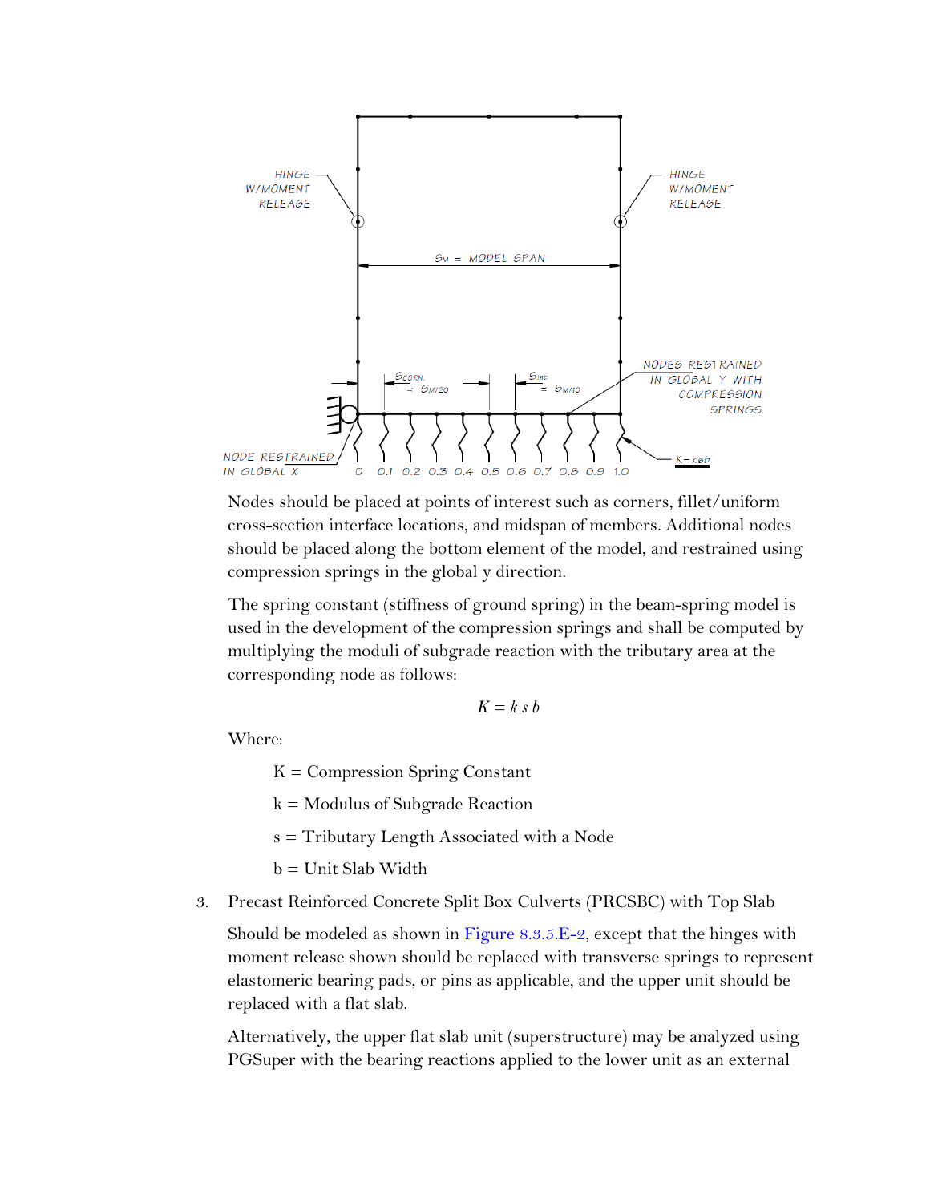Nodes should be placed at points of interest such as corners, fillet/uniform cross-section interface locations, and midspan of members. Additional nodes should be placed along the bottom element of the model, and restrained using compression springs in the global y direction.

The spring constant (stiffness of ground spring) in the beam-spring model is used in the development of the compression springs and shall be computed by multiplying the moduli of subgrade reaction with the tributary area at the corresponding node as follows:

$$K = k\, s\, b$$

Where:

K = Compression Spring Constant

k = Modulus of Subgrade Reaction

s = Tributary Length Associated with a Node

b = Unit Slab Width

3. Precast Reinforced Concrete Split Box Culverts (PRCSBC) with Top Slab

   Should be modeled as shown in Figure 8.3.5.E-2, except that the hinges with moment release shown should be replaced with transverse springs to represent elastomeric bearing pads, or pins as applicable, and the upper unit should be replaced with a flat slab.

   Alternatively, the upper flat slab unit (superstructure) may be analyzed using PGSuper with the bearing reactions applied to the lower unit as an external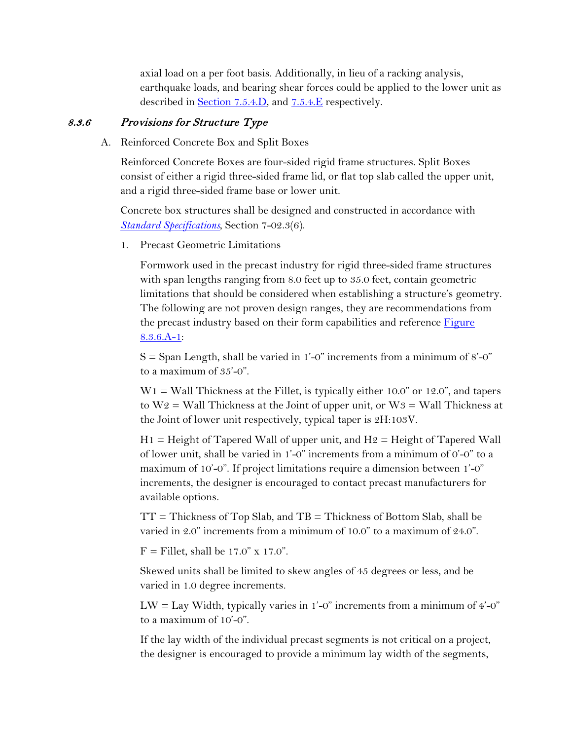axial load on a per foot basis. Additionally, in lieu of a racking analysis, earthquake loads, and bearing shear forces could be applied to the lower unit as described in Section 7.5.4.D, and 7.5.4.E respectively.

### 8.3.6 *Provisions for Structure Type*

A. Reinforced Concrete Box and Split Boxes

Reinforced Concrete Boxes are four-sided rigid frame structures. Split Boxes consist of either a rigid three-sided frame lid, or flat top slab called the upper unit, and a rigid three-sided frame base or lower unit.

Concrete box structures shall be designed and constructed in accordance with *Standard Specifications*, Section 7-02.3(6).

1. Precast Geometric Limitations

Formwork used in the precast industry for rigid three-sided frame structures with span lengths ranging from 8.0 feet up to 35.0 feet, contain geometric limitations that should be considered when establishing a structure's geometry. The following are not proven design ranges, they are recommendations from the precast industry based on their form capabilities and reference Figure 8.3.6.A-1:

S = Span Length, shall be varied in 1'-0" increments from a minimum of 8'-0" to a maximum of 35'-0".

W1 = Wall Thickness at the Fillet, is typically either 10.0" or 12.0", and tapers to W2 = Wall Thickness at the Joint of upper unit, or W3 = Wall Thickness at the Joint of lower unit respectively, typical taper is 2H:103V.

H1 = Height of Tapered Wall of upper unit, and H2 = Height of Tapered Wall of lower unit, shall be varied in 1'-0" increments from a minimum of 0'-0" to a maximum of 10'-0". If project limitations require a dimension between 1'-0" increments, the designer is encouraged to contact precast manufacturers for available options.

TT = Thickness of Top Slab, and TB = Thickness of Bottom Slab, shall be varied in 2.0" increments from a minimum of 10.0" to a maximum of 24.0".

F = Fillet, shall be 17.0" x 17.0".

Skewed units shall be limited to skew angles of 45 degrees or less, and be varied in 1.0 degree increments.

LW = Lay Width, typically varies in 1'-0" increments from a minimum of 4'-0" to a maximum of 10'-0".

If the lay width of the individual precast segments is not critical on a project, the designer is encouraged to provide a minimum lay width of the segments,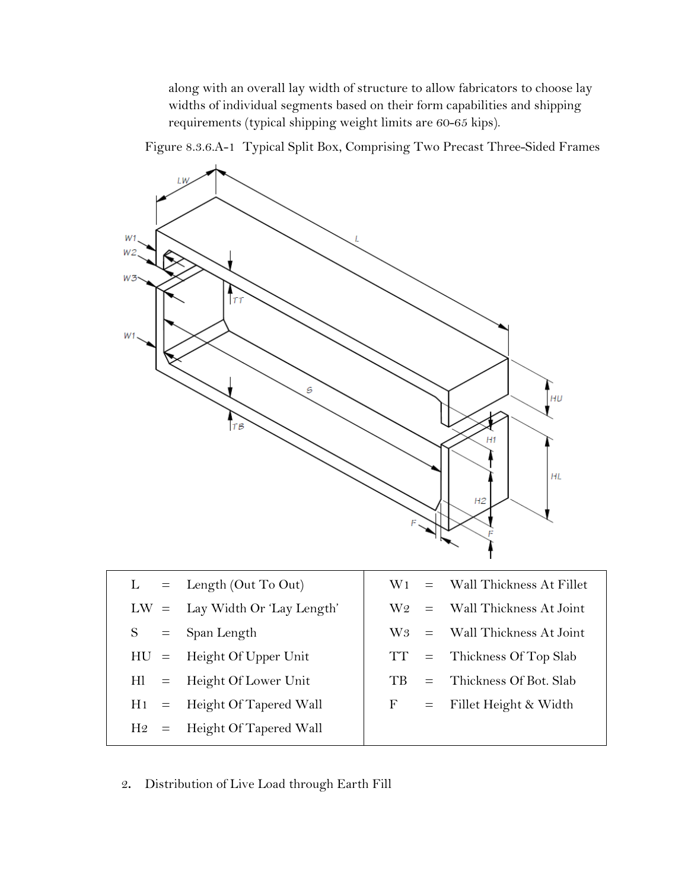along with an overall lay width of structure to allow fabricators to choose lay widths of individual segments based on their form capabilities and shipping requirements (typical shipping weight limits are 60-65 kips).

Figure 8.3.6.A-1 Typical Split Box, Comprising Two Precast Three-Sided Frames

| | | | | | |
|---|---|---|---|---|---|
| L | = | Length (Out To Out) | W1 | = | Wall Thickness At Fillet |
| LW | = | Lay Width Or 'Lay Length' | W2 | = | Wall Thickness At Joint |
| S | = | Span Length | W3 | = | Wall Thickness At Joint |
| HU | = | Height Of Upper Unit | TT | = | Thickness Of Top Slab |
| Hl | = | Height Of Lower Unit | TB | = | Thickness Of Bot. Slab |
| H1 | = | Height Of Tapered Wall | F | = | Fillet Height & Width |
| H2 | = | Height Of Tapered Wall | | | |

2. Distribution of Live Load through Earth Fill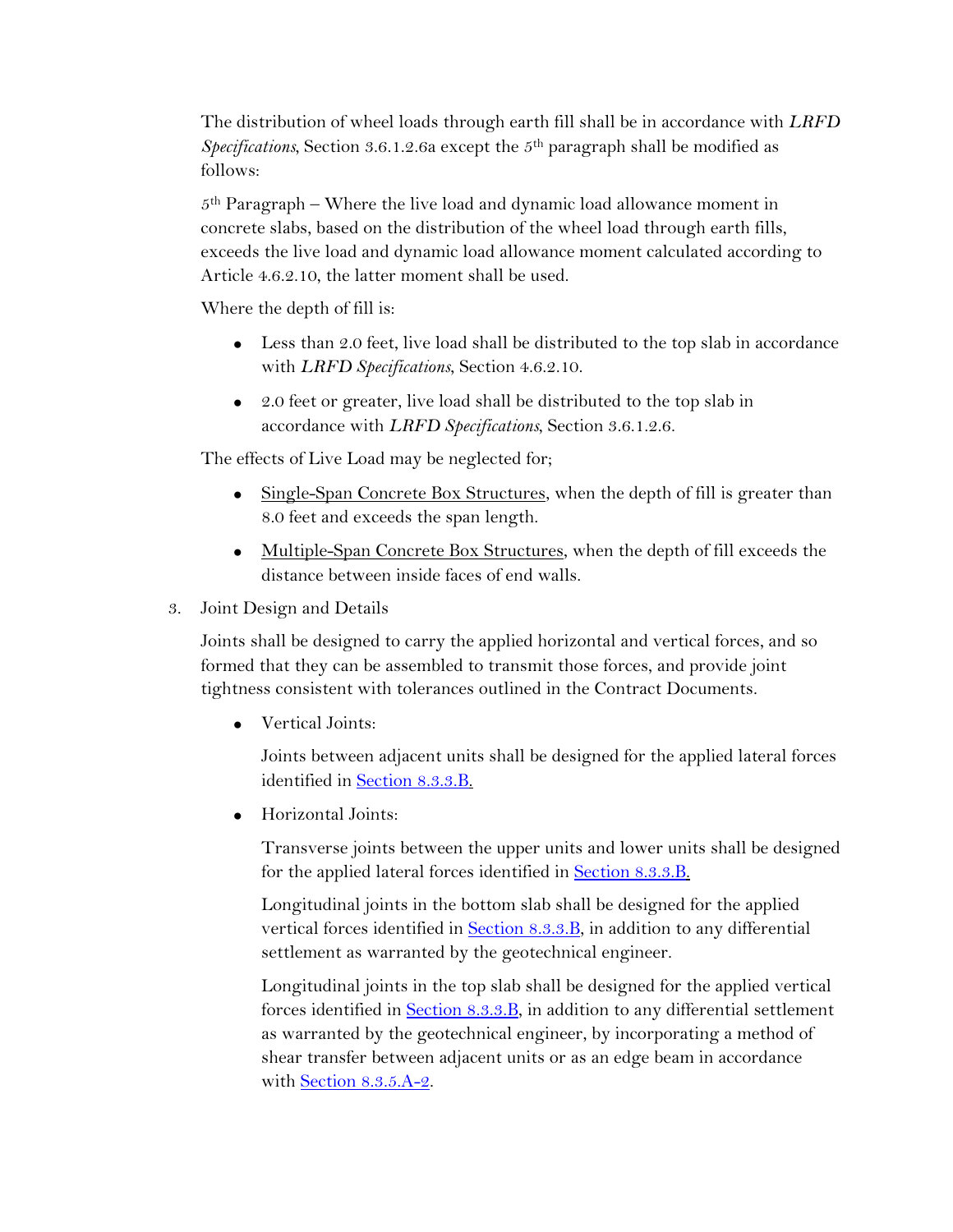The distribution of wheel loads through earth fill shall be in accordance with *LRFD Specifications*, Section 3.6.1.2.6a except the 5th paragraph shall be modified as follows:

5th Paragraph – Where the live load and dynamic load allowance moment in concrete slabs, based on the distribution of the wheel load through earth fills, exceeds the live load and dynamic load allowance moment calculated according to Article 4.6.2.10, the latter moment shall be used.

Where the depth of fill is:

- Less than 2.0 feet, live load shall be distributed to the top slab in accordance with *LRFD Specifications*, Section 4.6.2.10.
- 2.0 feet or greater, live load shall be distributed to the top slab in accordance with *LRFD Specifications*, Section 3.6.1.2.6.

The effects of Live Load may be neglected for;

- <u>Single-Span Concrete Box Structures</u>, when the depth of fill is greater than 8.0 feet and exceeds the span length.
- <u>Multiple-Span Concrete Box Structures</u>, when the depth of fill exceeds the distance between inside faces of end walls.

3. Joint Design and Details

   Joints shall be designed to carry the applied horizontal and vertical forces, and so formed that they can be assembled to transmit those forces, and provide joint tightness consistent with tolerances outlined in the Contract Documents.

   - Vertical Joints:

     Joints between adjacent units shall be designed for the applied lateral forces identified in Section 8.3.3.B.

   - Horizontal Joints:

     Transverse joints between the upper units and lower units shall be designed for the applied lateral forces identified in Section 8.3.3.B.

     Longitudinal joints in the bottom slab shall be designed for the applied vertical forces identified in Section 8.3.3.B, in addition to any differential settlement as warranted by the geotechnical engineer.

     Longitudinal joints in the top slab shall be designed for the applied vertical forces identified in Section 8.3.3.B, in addition to any differential settlement as warranted by the geotechnical engineer, by incorporating a method of shear transfer between adjacent units or as an edge beam in accordance with Section 8.3.5.A-2.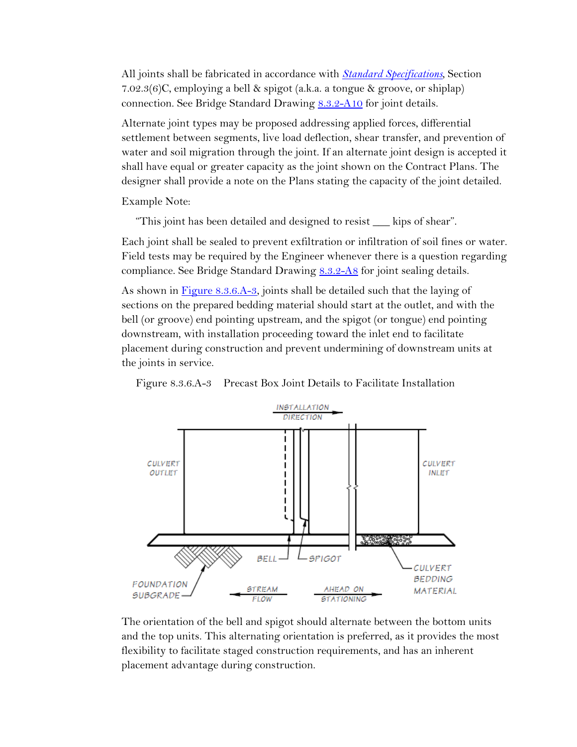All joints shall be fabricated in accordance with *Standard Specifications*, Section 7.02.3(6)C, employing a bell & spigot (a.k.a. a tongue & groove, or shiplap) connection. See Bridge Standard Drawing 8.3.2-A10 for joint details.

Alternate joint types may be proposed addressing applied forces, differential settlement between segments, live load deflection, shear transfer, and prevention of water and soil migration through the joint. If an alternate joint design is accepted it shall have equal or greater capacity as the joint shown on the Contract Plans. The designer shall provide a note on the Plans stating the capacity of the joint detailed.

Example Note:

"This joint has been detailed and designed to resist ___ kips of shear".

Each joint shall be sealed to prevent exfiltration or infiltration of soil fines or water. Field tests may be required by the Engineer whenever there is a question regarding compliance. See Bridge Standard Drawing 8.3.2-A8 for joint sealing details.

As shown in Figure 8.3.6.A-3, joints shall be detailed such that the laying of sections on the prepared bedding material should start at the outlet, and with the bell (or groove) end pointing upstream, and the spigot (or tongue) end pointing downstream, with installation proceeding toward the inlet end to facilitate placement during construction and prevent undermining of downstream units at the joints in service.

Figure 8.3.6.A-3 Precast Box Joint Details to Facilitate Installation

The orientation of the bell and spigot should alternate between the bottom units and the top units. This alternating orientation is preferred, as it provides the most flexibility to facilitate staged construction requirements, and has an inherent placement advantage during construction.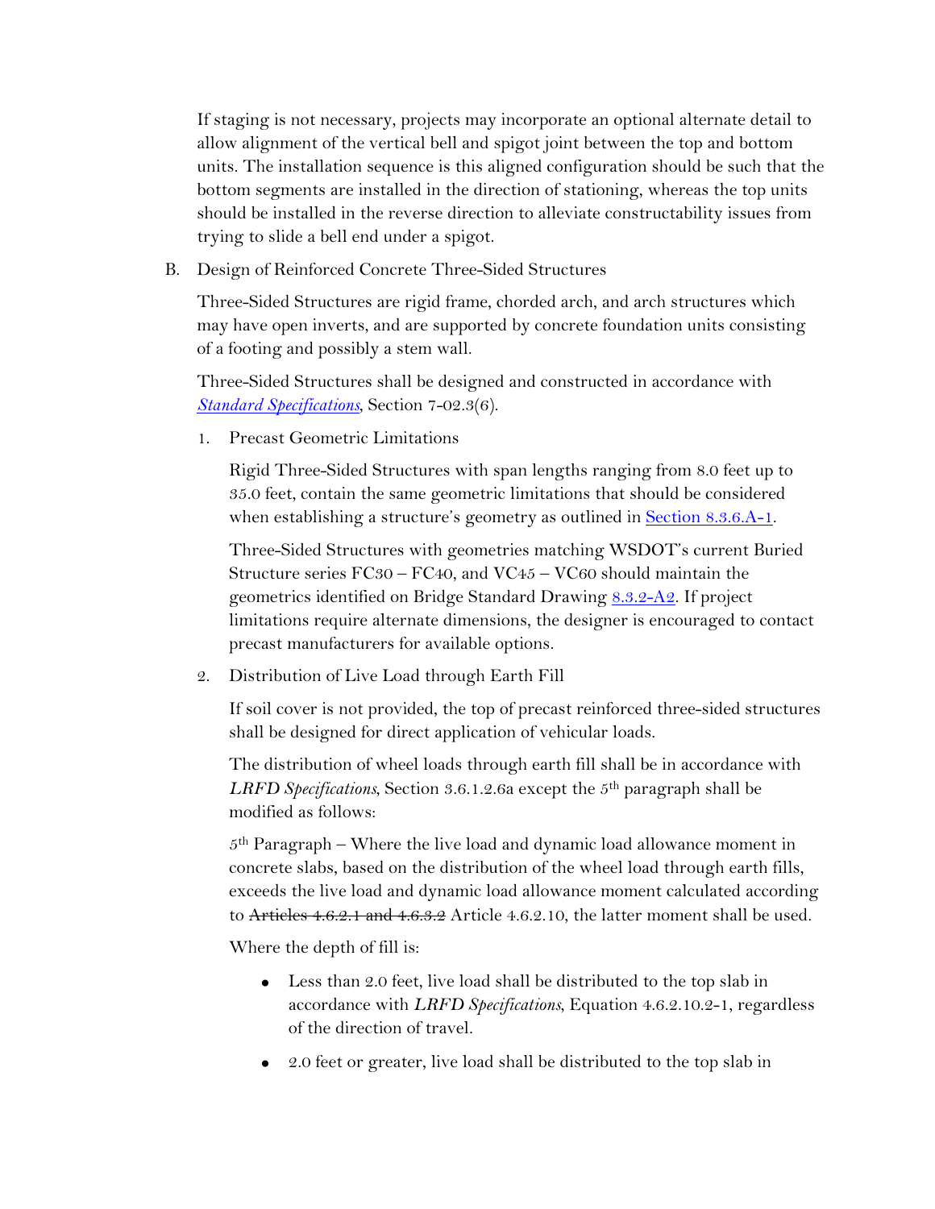If staging is not necessary, projects may incorporate an optional alternate detail to allow alignment of the vertical bell and spigot joint between the top and bottom units. The installation sequence is this aligned configuration should be such that the bottom segments are installed in the direction of stationing, whereas the top units should be installed in the reverse direction to alleviate constructability issues from trying to slide a bell end under a spigot.

B. Design of Reinforced Concrete Three-Sided Structures

Three-Sided Structures are rigid frame, chorded arch, and arch structures which may have open inverts, and are supported by concrete foundation units consisting of a footing and possibly a stem wall.

Three-Sided Structures shall be designed and constructed in accordance with *Standard Specifications*, Section 7-02.3(6).

1. Precast Geometric Limitations

   Rigid Three-Sided Structures with span lengths ranging from 8.0 feet up to 35.0 feet, contain the same geometric limitations that should be considered when establishing a structure's geometry as outlined in Section 8.3.6.A-1.

   Three-Sided Structures with geometries matching WSDOT's current Buried Structure series FC30 – FC40, and VC45 – VC60 should maintain the geometrics identified on Bridge Standard Drawing 8.3.2-A2. If project limitations require alternate dimensions, the designer is encouraged to contact precast manufacturers for available options.

2. Distribution of Live Load through Earth Fill

   If soil cover is not provided, the top of precast reinforced three-sided structures shall be designed for direct application of vehicular loads.

   The distribution of wheel loads through earth fill shall be in accordance with *LRFD Specifications*, Section 3.6.1.2.6a except the 5th paragraph shall be modified as follows:

   5th Paragraph – Where the live load and dynamic load allowance moment in concrete slabs, based on the distribution of the wheel load through earth fills, exceeds the live load and dynamic load allowance moment calculated according to ~~Articles 4.6.2.1 and 4.6.3.2~~ Article 4.6.2.10, the latter moment shall be used.

   Where the depth of fill is:

   - Less than 2.0 feet, live load shall be distributed to the top slab in accordance with *LRFD Specifications*, Equation 4.6.2.10.2-1, regardless of the direction of travel.
   - 2.0 feet or greater, live load shall be distributed to the top slab in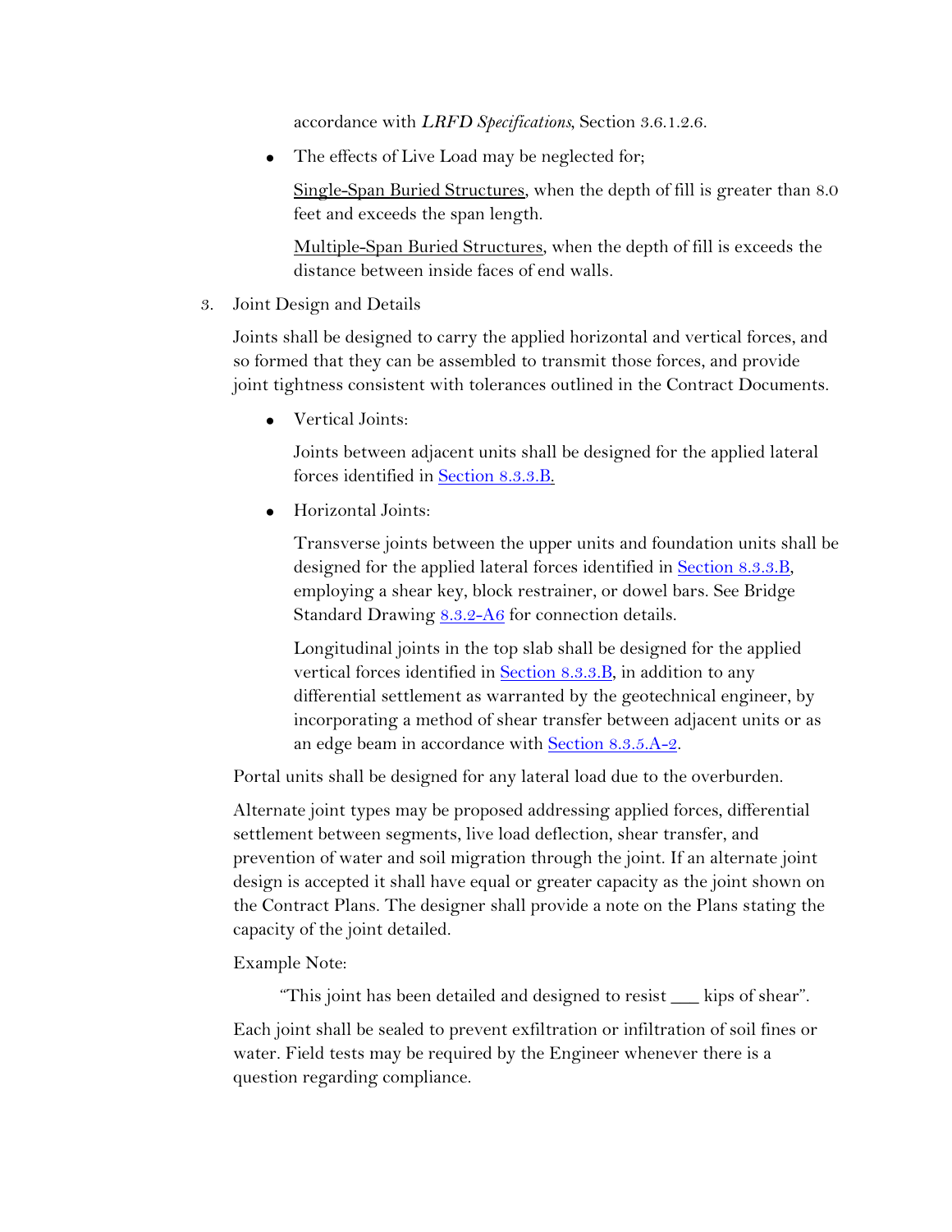accordance with *LRFD Specifications*, Section 3.6.1.2.6.

- The effects of Live Load may be neglected for;

  Single-Span Buried Structures, when the depth of fill is greater than 8.0 feet and exceeds the span length.

  Multiple-Span Buried Structures, when the depth of fill is exceeds the distance between inside faces of end walls.

3. Joint Design and Details

   Joints shall be designed to carry the applied horizontal and vertical forces, and so formed that they can be assembled to transmit those forces, and provide joint tightness consistent with tolerances outlined in the Contract Documents.

   - Vertical Joints:

     Joints between adjacent units shall be designed for the applied lateral forces identified in Section 8.3.3.B.

   - Horizontal Joints:

     Transverse joints between the upper units and foundation units shall be designed for the applied lateral forces identified in Section 8.3.3.B, employing a shear key, block restrainer, or dowel bars. See Bridge Standard Drawing 8.3.2-A6 for connection details.

     Longitudinal joints in the top slab shall be designed for the applied vertical forces identified in Section 8.3.3.B, in addition to any differential settlement as warranted by the geotechnical engineer, by incorporating a method of shear transfer between adjacent units or as an edge beam in accordance with Section 8.3.5.A-2.

   Portal units shall be designed for any lateral load due to the overburden.

   Alternate joint types may be proposed addressing applied forces, differential settlement between segments, live load deflection, shear transfer, and prevention of water and soil migration through the joint. If an alternate joint design is accepted it shall have equal or greater capacity as the joint shown on the Contract Plans. The designer shall provide a note on the Plans stating the capacity of the joint detailed.

   Example Note:

   > "This joint has been detailed and designed to resist ___ kips of shear".

   Each joint shall be sealed to prevent exfiltration or infiltration of soil fines or water. Field tests may be required by the Engineer whenever there is a question regarding compliance.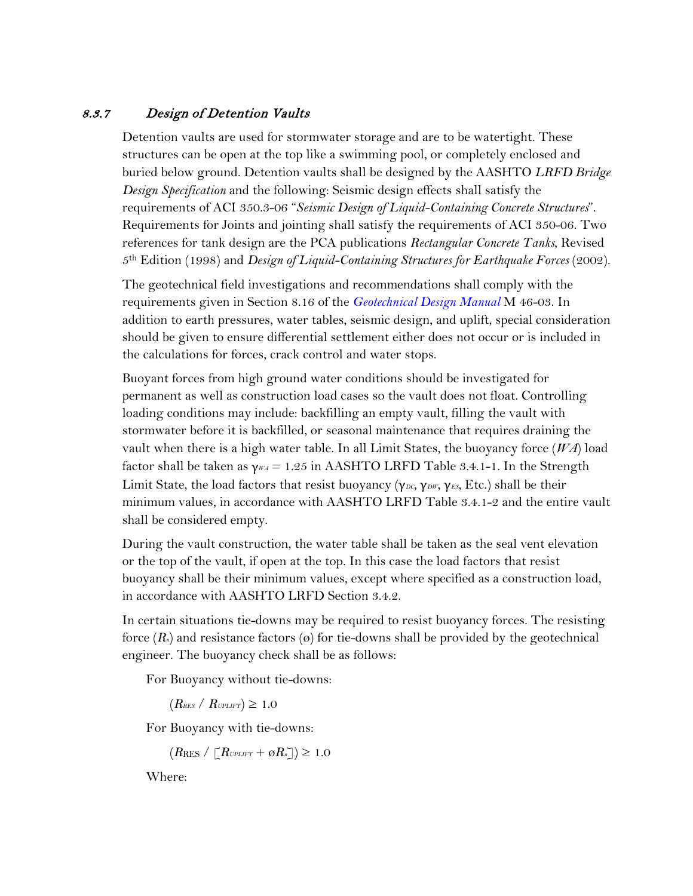### 8.3.7 *Design of Detention Vaults*

Detention vaults are used for stormwater storage and are to be watertight. These structures can be open at the top like a swimming pool, or completely enclosed and buried below ground. Detention vaults shall be designed by the AASHTO *LRFD Bridge Design Specification* and the following: Seismic design effects shall satisfy the requirements of ACI 350.3-06 *"Seismic Design of Liquid-Containing Concrete Structures"*. Requirements for Joints and jointing shall satisfy the requirements of ACI 350-06. Two references for tank design are the PCA publications *Rectangular Concrete Tanks*, Revised 5th Edition (1998) and *Design of Liquid-Containing Structures for Earthquake Forces* (2002).

The geotechnical field investigations and recommendations shall comply with the requirements given in Section 8.16 of the *Geotechnical Design Manual* M 46-03. In addition to earth pressures, water tables, seismic design, and uplift, special consideration should be given to ensure differential settlement either does not occur or is included in the calculations for forces, crack control and water stops.

Buoyant forces from high ground water conditions should be investigated for permanent as well as construction load cases so the vault does not float. Controlling loading conditions may include: backfilling an empty vault, filling the vault with stormwater before it is backfilled, or seasonal maintenance that requires draining the vault when there is a high water table. In all Limit States, the buoyancy force (*WA*) load factor shall be taken as $\gamma_{WA} = 1.25$ in AASHTO LRFD Table 3.4.1-1. In the Strength Limit State, the load factors that resist buoyancy ($\gamma_{DC}$, $\gamma_{DW}$, $\gamma_{ES}$, Etc.) shall be their minimum values, in accordance with AASHTO LRFD Table 3.4.1-2 and the entire vault shall be considered empty.

During the vault construction, the water table shall be taken as the seal vent elevation or the top of the vault, if open at the top. In this case the load factors that resist buoyancy shall be their minimum values, except where specified as a construction load, in accordance with AASHTO LRFD Section 3.4.2.

In certain situations tie-downs may be required to resist buoyancy forces. The resisting force ($R_n$) and resistance factors (ø) for tie-downs shall be provided by the geotechnical engineer. The buoyancy check shall be as follows:

For Buoyancy without tie-downs:

$(R_{RES} / R_{UPLIFT}) \geq 1.0$

For Buoyancy with tie-downs:

$(R_{RES} / [R_{UPLIFT} + øR_n]) \geq 1.0$

Where: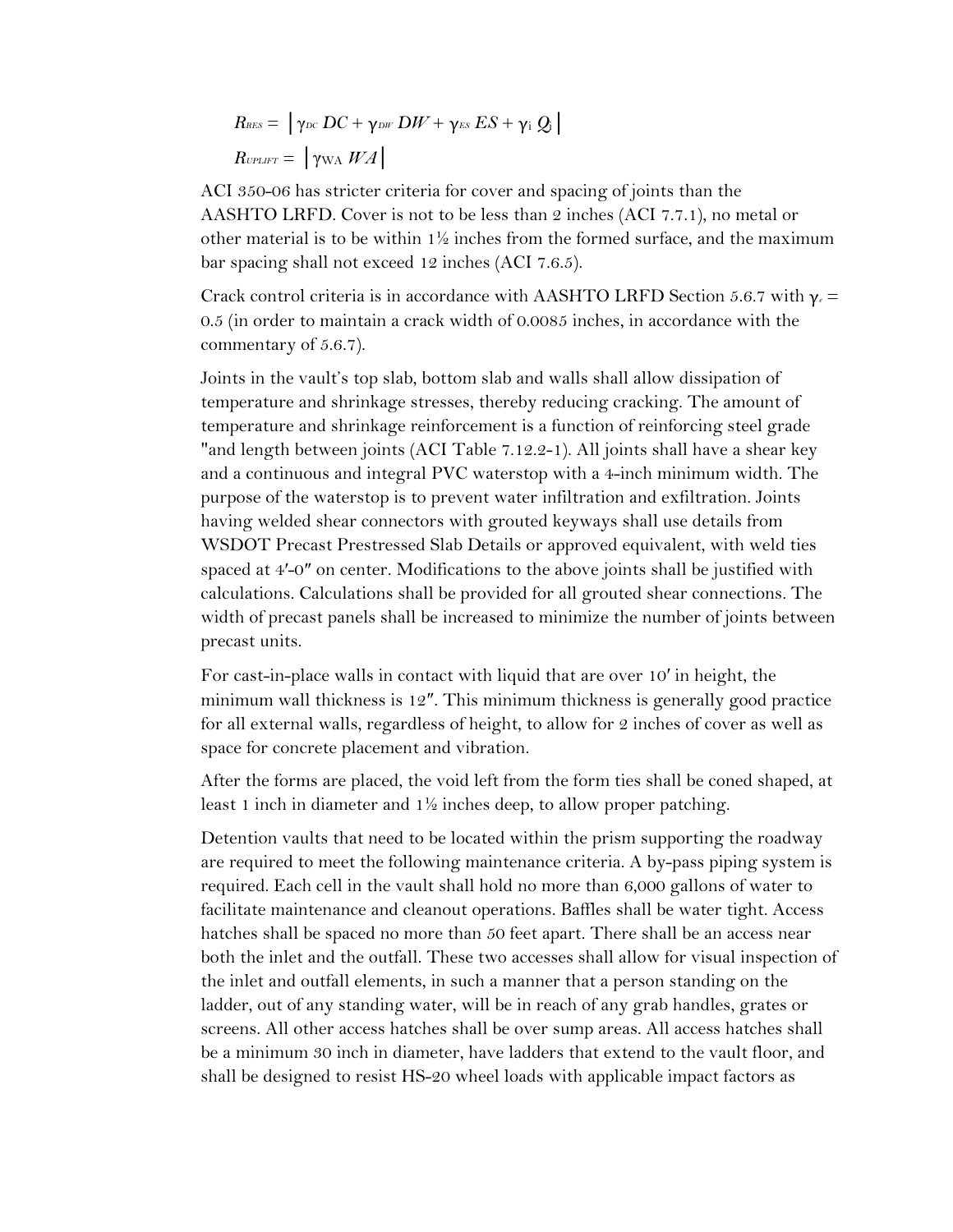$$R_{RES} = \left| \gamma_{DC}\, DC + \gamma_{DW}\, DW + \gamma_{ES}\, ES + \gamma_{i}\, Q_{i} \right|$$

$$R_{UPLIFT} = \left| \gamma_{WA}\, WA \right|$$

ACI 350-06 has stricter criteria for cover and spacing of joints than the AASHTO LRFD. Cover is not to be less than 2 inches (ACI 7.7.1), no metal or other material is to be within 1½ inches from the formed surface, and the maximum bar spacing shall not exceed 12 inches (ACI 7.6.5).

Crack control criteria is in accordance with AASHTO LRFD Section 5.6.7 with $\gamma_{e}$ = 0.5 (in order to maintain a crack width of 0.0085 inches, in accordance with the commentary of 5.6.7).

Joints in the vault's top slab, bottom slab and walls shall allow dissipation of temperature and shrinkage stresses, thereby reducing cracking. The amount of temperature and shrinkage reinforcement is a function of reinforcing steel grade "and length between joints (ACI Table 7.12.2-1). All joints shall have a shear key and a continuous and integral PVC waterstop with a 4-inch minimum width. The purpose of the waterstop is to prevent water infiltration and exfiltration. Joints having welded shear connectors with grouted keyways shall use details from WSDOT Precast Prestressed Slab Details or approved equivalent, with weld ties spaced at 4′-0″ on center. Modifications to the above joints shall be justified with calculations. Calculations shall be provided for all grouted shear connections. The width of precast panels shall be increased to minimize the number of joints between precast units.

For cast-in-place walls in contact with liquid that are over 10′ in height, the minimum wall thickness is 12″. This minimum thickness is generally good practice for all external walls, regardless of height, to allow for 2 inches of cover as well as space for concrete placement and vibration.

After the forms are placed, the void left from the form ties shall be coned shaped, at least 1 inch in diameter and 1½ inches deep, to allow proper patching.

Detention vaults that need to be located within the prism supporting the roadway are required to meet the following maintenance criteria. A by-pass piping system is required. Each cell in the vault shall hold no more than 6,000 gallons of water to facilitate maintenance and cleanout operations. Baffles shall be water tight. Access hatches shall be spaced no more than 50 feet apart. There shall be an access near both the inlet and the outfall. These two accesses shall allow for visual inspection of the inlet and outfall elements, in such a manner that a person standing on the ladder, out of any standing water, will be in reach of any grab handles, grates or screens. All other access hatches shall be over sump areas. All access hatches shall be a minimum 30 inch in diameter, have ladders that extend to the vault floor, and shall be designed to resist HS-20 wheel loads with applicable impact factors as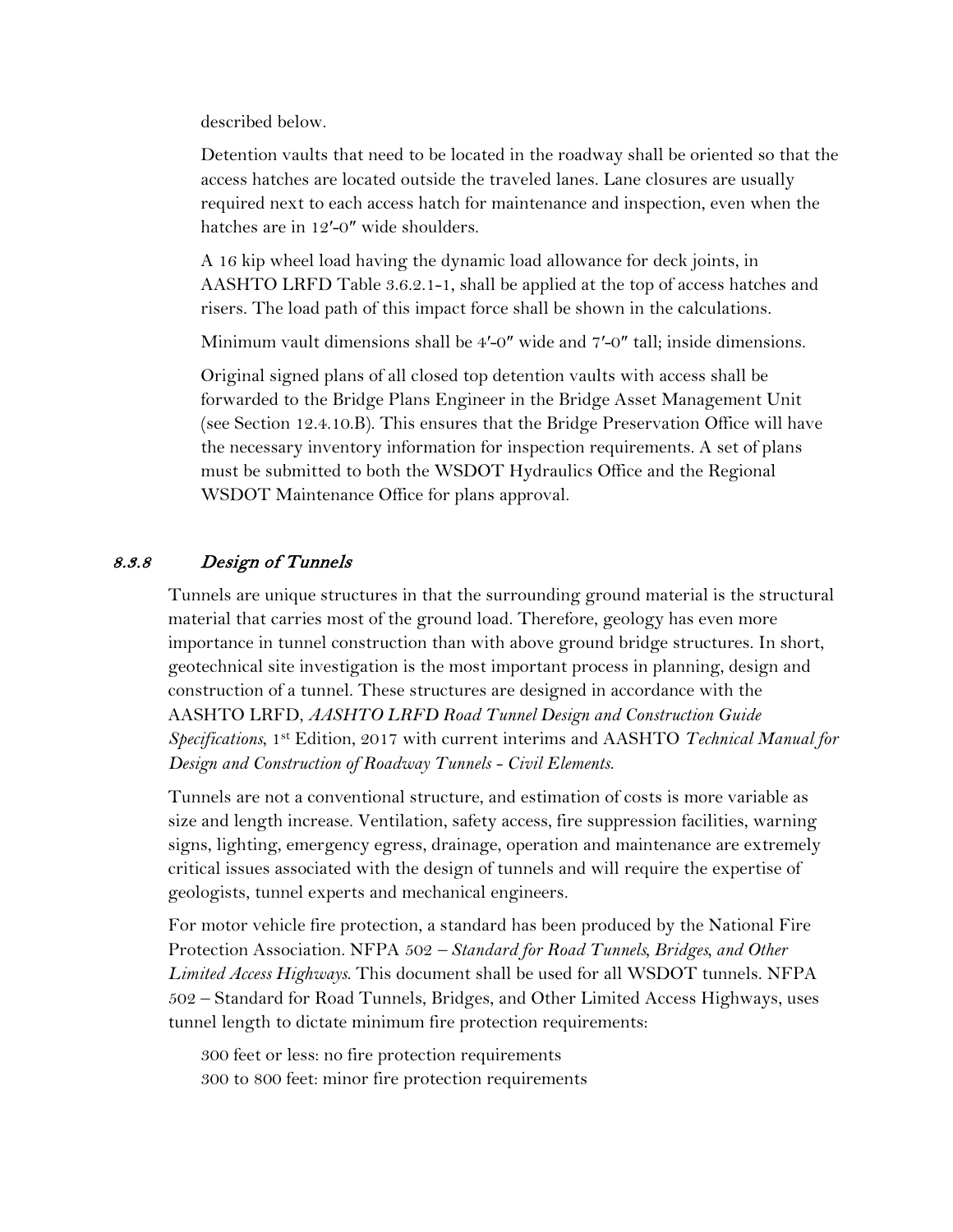described below.

Detention vaults that need to be located in the roadway shall be oriented so that the access hatches are located outside the traveled lanes. Lane closures are usually required next to each access hatch for maintenance and inspection, even when the hatches are in 12′-0″ wide shoulders.

A 16 kip wheel load having the dynamic load allowance for deck joints, in AASHTO LRFD Table 3.6.2.1-1, shall be applied at the top of access hatches and risers. The load path of this impact force shall be shown in the calculations.

Minimum vault dimensions shall be 4′-0″ wide and 7′-0″ tall; inside dimensions.

Original signed plans of all closed top detention vaults with access shall be forwarded to the Bridge Plans Engineer in the Bridge Asset Management Unit (see Section 12.4.10.B). This ensures that the Bridge Preservation Office will have the necessary inventory information for inspection requirements. A set of plans must be submitted to both the WSDOT Hydraulics Office and the Regional WSDOT Maintenance Office for plans approval.

### *8.3.8 Design of Tunnels*

Tunnels are unique structures in that the surrounding ground material is the structural material that carries most of the ground load. Therefore, geology has even more importance in tunnel construction than with above ground bridge structures. In short, geotechnical site investigation is the most important process in planning, design and construction of a tunnel. These structures are designed in accordance with the AASHTO LRFD, *AASHTO LRFD Road Tunnel Design and Construction Guide Specifications*, 1st Edition, 2017 with current interims and AASHTO *Technical Manual for Design and Construction of Roadway Tunnels - Civil Elements*.

Tunnels are not a conventional structure, and estimation of costs is more variable as size and length increase. Ventilation, safety access, fire suppression facilities, warning signs, lighting, emergency egress, drainage, operation and maintenance are extremely critical issues associated with the design of tunnels and will require the expertise of geologists, tunnel experts and mechanical engineers.

For motor vehicle fire protection, a standard has been produced by the National Fire Protection Association. NFPA 502 – *Standard for Road Tunnels, Bridges, and Other Limited Access Highways*. This document shall be used for all WSDOT tunnels. NFPA 502 – Standard for Road Tunnels, Bridges, and Other Limited Access Highways, uses tunnel length to dictate minimum fire protection requirements:

300 feet or less: no fire protection requirements
300 to 800 feet: minor fire protection requirements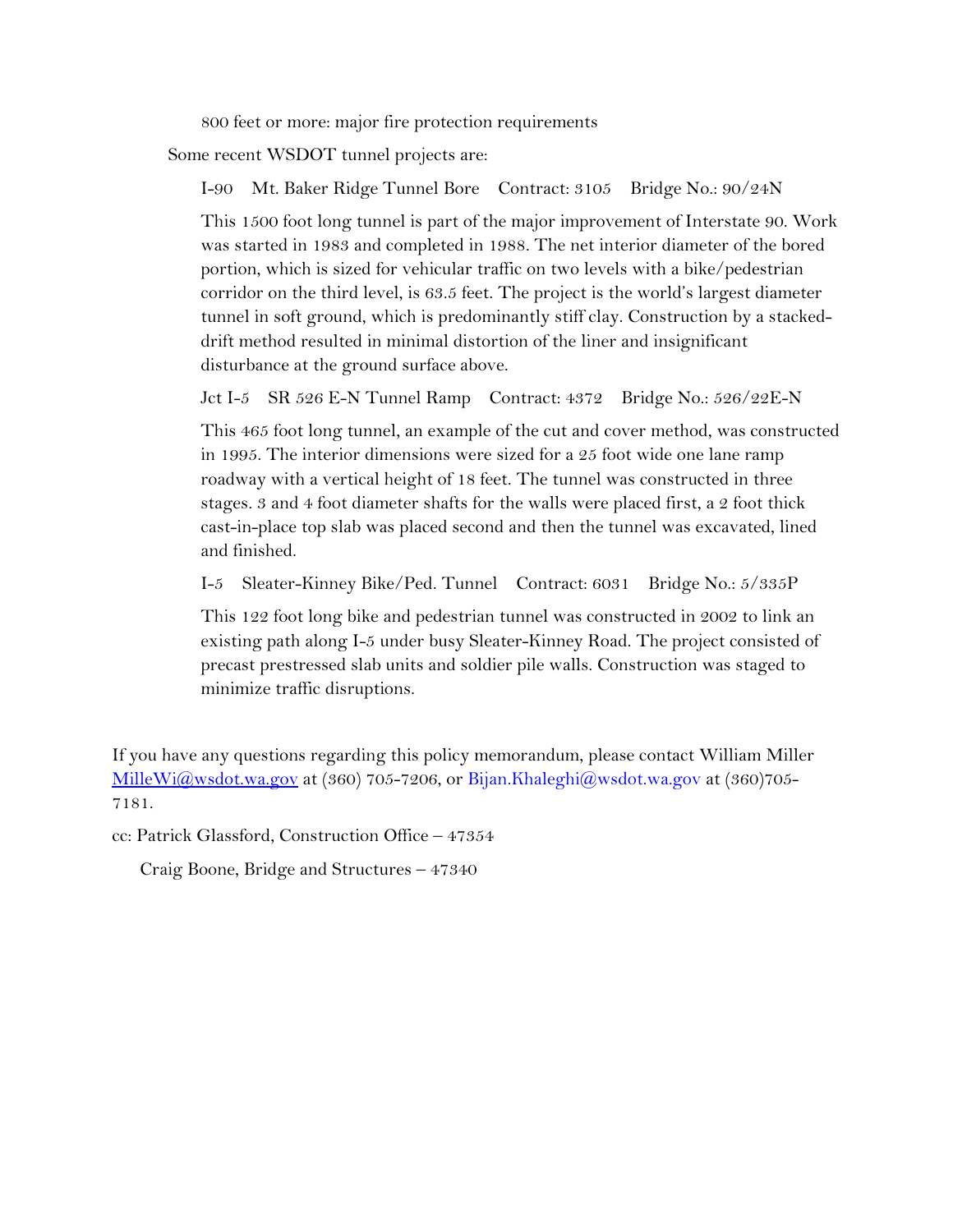800 feet or more: major fire protection requirements

Some recent WSDOT tunnel projects are:

I-90 Mt. Baker Ridge Tunnel Bore Contract: 3105 Bridge No.: 90/24N

This 1500 foot long tunnel is part of the major improvement of Interstate 90. Work was started in 1983 and completed in 1988. The net interior diameter of the bored portion, which is sized for vehicular traffic on two levels with a bike/pedestrian corridor on the third level, is 63.5 feet. The project is the world's largest diameter tunnel in soft ground, which is predominantly stiff clay. Construction by a stacked-drift method resulted in minimal distortion of the liner and insignificant disturbance at the ground surface above.

Jct I-5 SR 526 E-N Tunnel Ramp Contract: 4372 Bridge No.: 526/22E-N

This 465 foot long tunnel, an example of the cut and cover method, was constructed in 1995. The interior dimensions were sized for a 25 foot wide one lane ramp roadway with a vertical height of 18 feet. The tunnel was constructed in three stages. 3 and 4 foot diameter shafts for the walls were placed first, a 2 foot thick cast-in-place top slab was placed second and then the tunnel was excavated, lined and finished.

I-5 Sleater-Kinney Bike/Ped. Tunnel Contract: 6031 Bridge No.: 5/335P

This 122 foot long bike and pedestrian tunnel was constructed in 2002 to link an existing path along I-5 under busy Sleater-Kinney Road. The project consisted of precast prestressed slab units and soldier pile walls. Construction was staged to minimize traffic disruptions.

If you have any questions regarding this policy memorandum, please contact William Miller MilleWi@wsdot.wa.gov at (360) 705-7206, or Bijan.Khaleghi@wsdot.wa.gov at (360)705-7181.

cc: Patrick Glassford, Construction Office – 47354

Craig Boone, Bridge and Structures – 47340